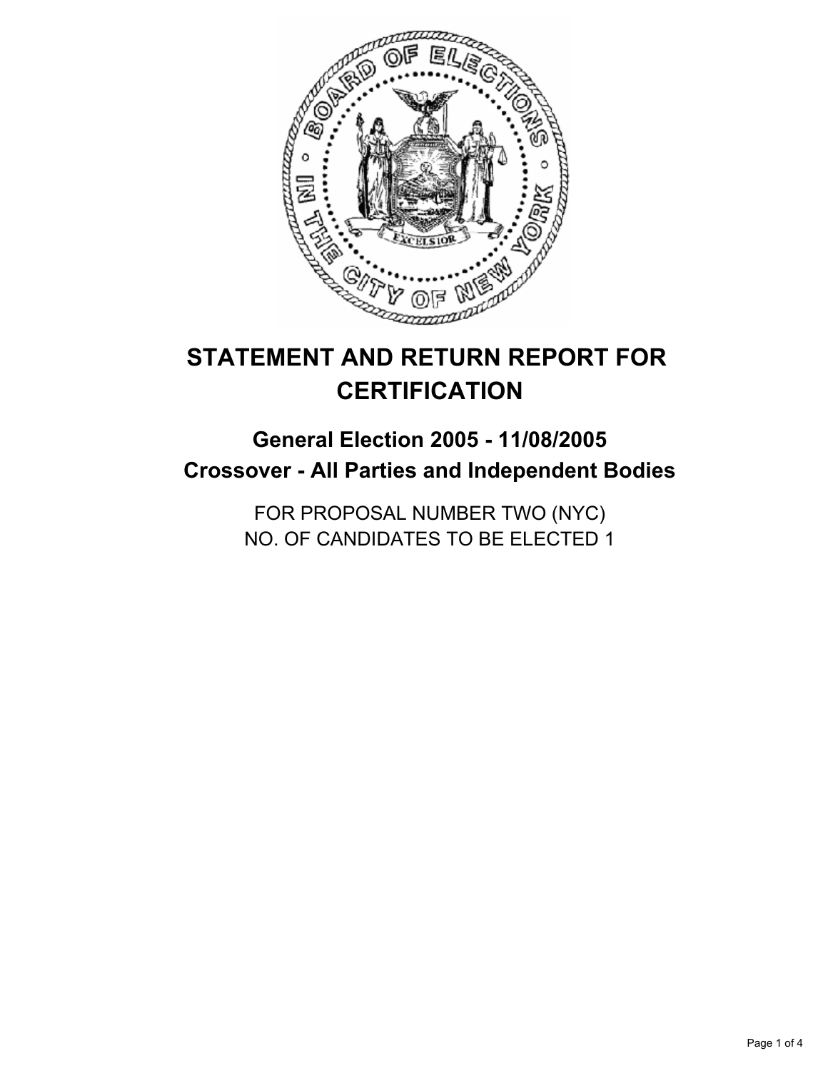# STATEMENT AND RETURN REPORT FOR CERTIFICATION

## General Election 2005 - 11/08/2005
## Crossover - All Parties and Independent Bodies

FOR PROPOSAL NUMBER TWO (NYC)
NO. OF CANDIDATES TO BE ELECTED 1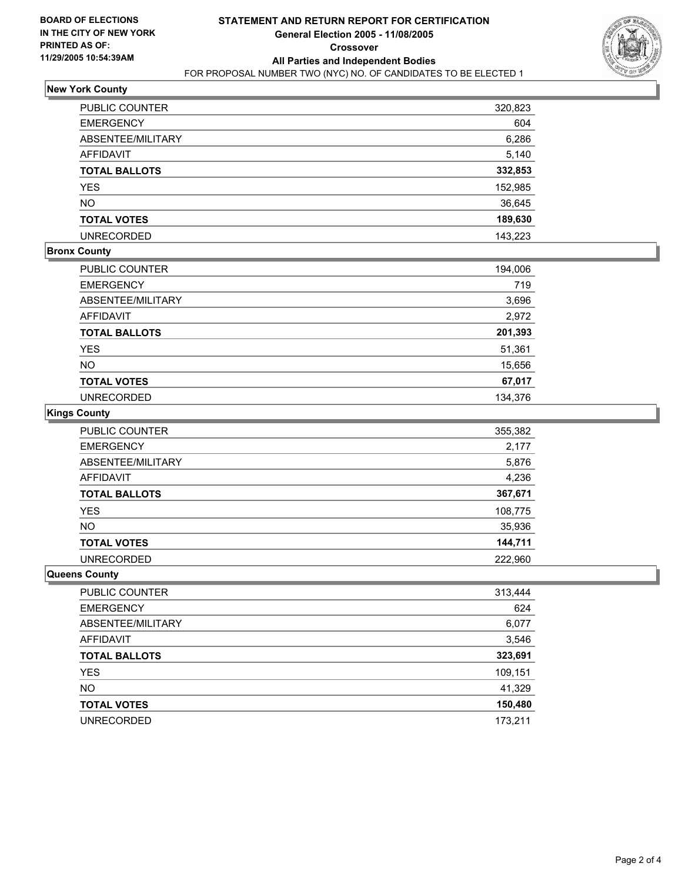**BOARD OF ELECTIONS IN THE CITY OF NEW YORK**
**PRINTED AS OF: 11/29/2005 10:54:39AM**

# STATEMENT AND RETURN REPORT FOR CERTIFICATION
## General Election 2005 - 11/08/2005
## Crossover
## All Parties and Independent Bodies

FOR PROPOSAL NUMBER TWO (NYC) NO. OF CANDIDATES TO BE ELECTED 1

### New York County

| | |
|---|---|
| PUBLIC COUNTER | 320,823 |
| EMERGENCY | 604 |
| ABSENTEE/MILITARY | 6,286 |
| AFFIDAVIT | 5,140 |
| **TOTAL BALLOTS** | **332,853** |
| YES | 152,985 |
| NO | 36,645 |
| **TOTAL VOTES** | **189,630** |
| UNRECORDED | 143,223 |

### Bronx County

| | |
|---|---|
| PUBLIC COUNTER | 194,006 |
| EMERGENCY | 719 |
| ABSENTEE/MILITARY | 3,696 |
| AFFIDAVIT | 2,972 |
| **TOTAL BALLOTS** | **201,393** |
| YES | 51,361 |
| NO | 15,656 |
| **TOTAL VOTES** | **67,017** |
| UNRECORDED | 134,376 |

### Kings County

| | |
|---|---|
| PUBLIC COUNTER | 355,382 |
| EMERGENCY | 2,177 |
| ABSENTEE/MILITARY | 5,876 |
| AFFIDAVIT | 4,236 |
| **TOTAL BALLOTS** | **367,671** |
| YES | 108,775 |
| NO | 35,936 |
| **TOTAL VOTES** | **144,711** |
| UNRECORDED | 222,960 |

### Queens County

| | |
|---|---|
| PUBLIC COUNTER | 313,444 |
| EMERGENCY | 624 |
| ABSENTEE/MILITARY | 6,077 |
| AFFIDAVIT | 3,546 |
| **TOTAL BALLOTS** | **323,691** |
| YES | 109,151 |
| NO | 41,329 |
| **TOTAL VOTES** | **150,480** |
| UNRECORDED | 173,211 |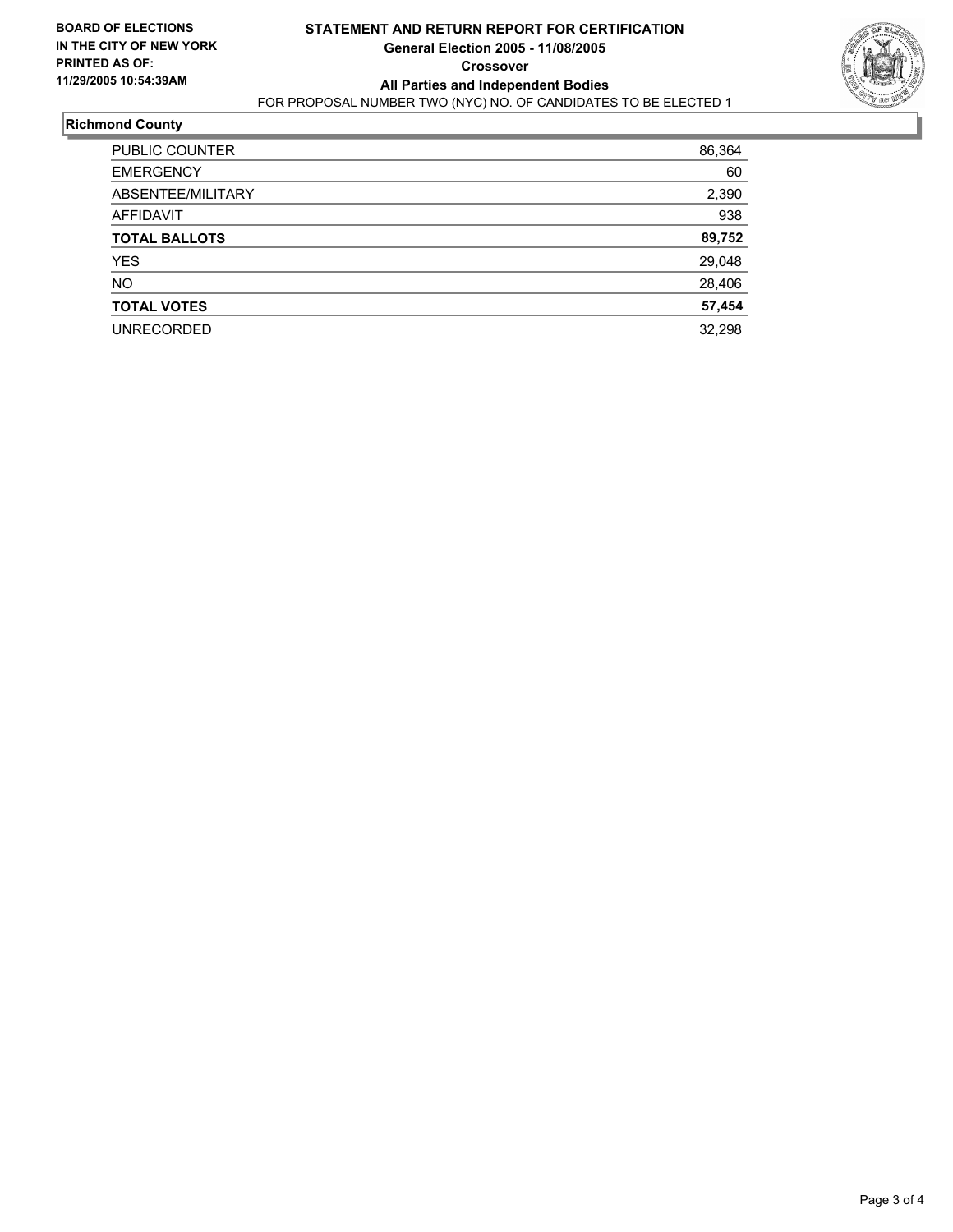**BOARD OF ELECTIONS IN THE CITY OF NEW YORK**
**PRINTED AS OF: 11/29/2005 10:54:39AM**

# STATEMENT AND RETURN REPORT FOR CERTIFICATION
## General Election 2005 - 11/08/2005
## Crossover
## All Parties and Independent Bodies

FOR PROPOSAL NUMBER TWO (NYC) NO. OF CANDIDATES TO BE ELECTED 1

### Richmond County

| | |
|---|---|
| PUBLIC COUNTER | 86,364 |
| EMERGENCY | 60 |
| ABSENTEE/MILITARY | 2,390 |
| AFFIDAVIT | 938 |
| **TOTAL BALLOTS** | **89,752** |
| YES | 29,048 |
| NO | 28,406 |
| **TOTAL VOTES** | **57,454** |
| UNRECORDED | 32,298 |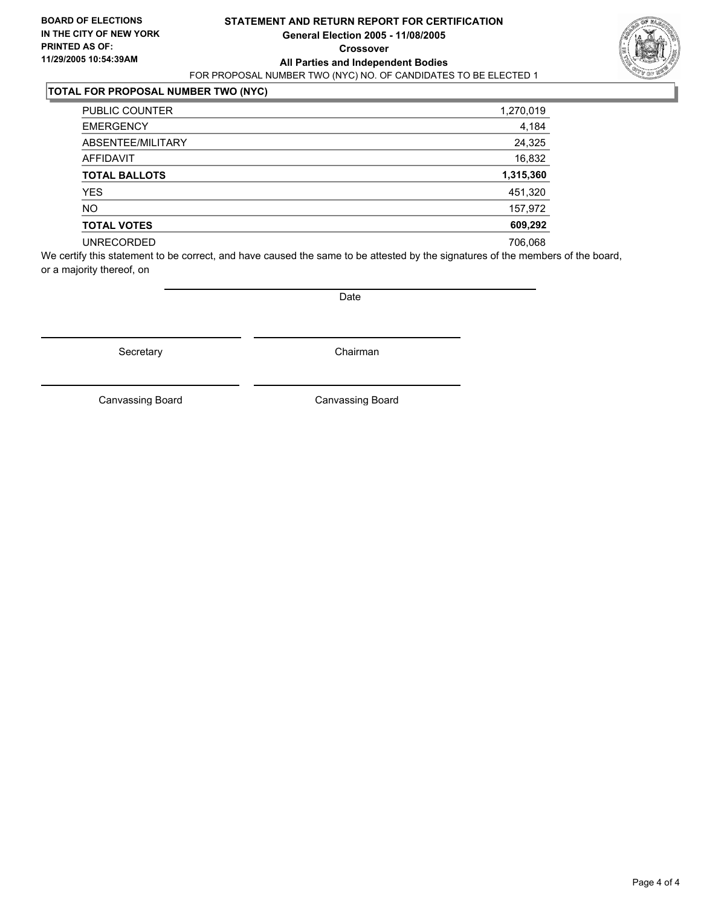**BOARD OF ELECTIONS IN THE CITY OF NEW YORK PRINTED AS OF: 11/29/2005 10:54:39AM**

**STATEMENT AND RETURN REPORT FOR CERTIFICATION**
**General Election 2005 - 11/08/2005**
**Crossover**
**All Parties and Independent Bodies**

FOR PROPOSAL NUMBER TWO (NYC) NO. OF CANDIDATES TO BE ELECTED 1

**TOTAL FOR PROPOSAL NUMBER TWO (NYC)**

| | |
|---|---|
| PUBLIC COUNTER | 1,270,019 |
| EMERGENCY | 4,184 |
| ABSENTEE/MILITARY | 24,325 |
| AFFIDAVIT | 16,832 |
| **TOTAL BALLOTS** | **1,315,360** |
| YES | 451,320 |
| NO | 157,972 |
| **TOTAL VOTES** | **609,292** |
| UNRECORDED | 706,068 |

We certify this statement to be correct, and have caused the same to be attested by the signatures of the members of the board, or a majority thereof, on

Date

Secretary

Chairman

Canvassing Board

Canvassing Board